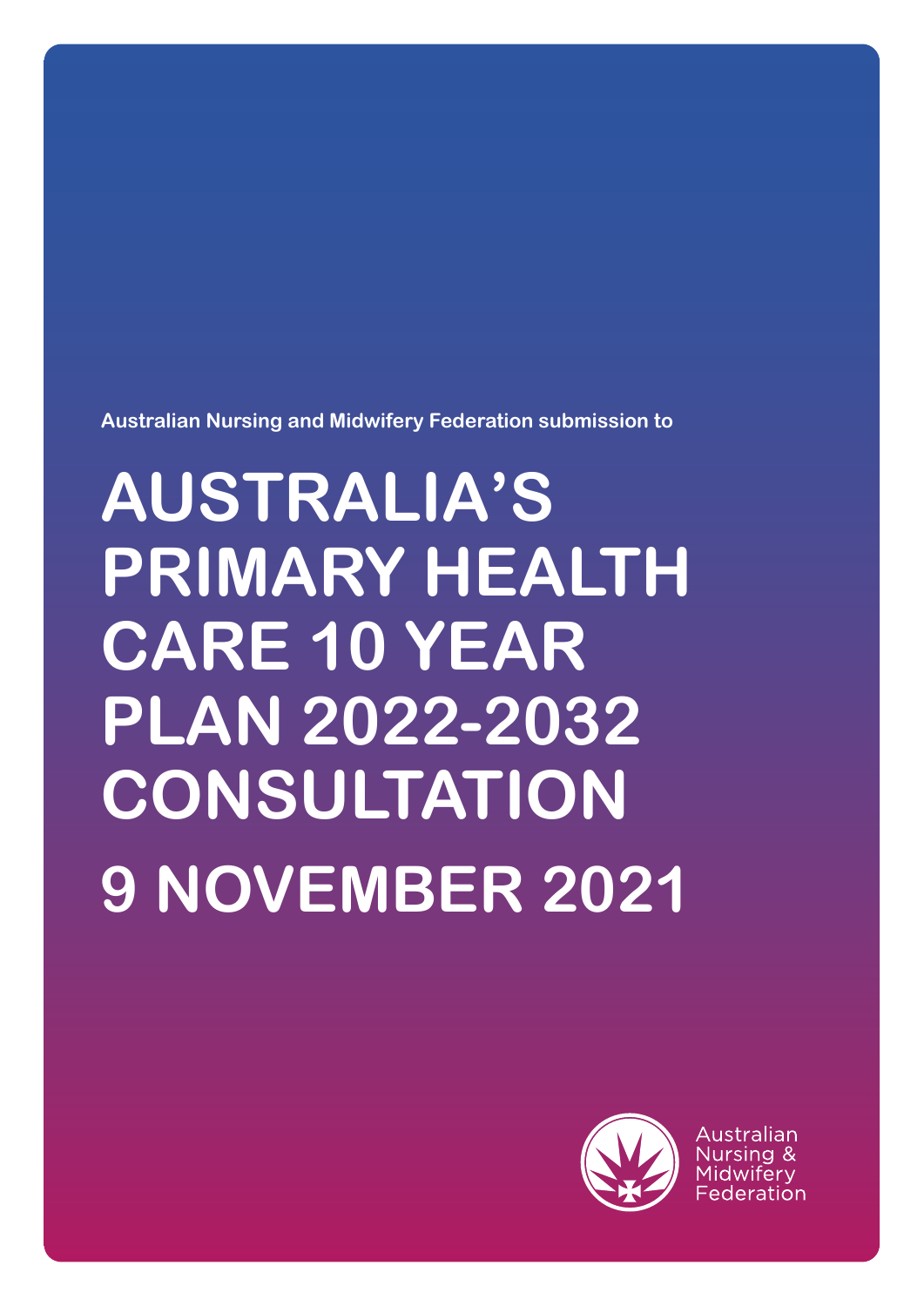Australian Nursing and Midwifery Federation submission to

# AUSTRALIA'S PRIMARY HEALTH CARE 10 YEAR PLAN 2022-2032 CONSULTATION

# 9 NOVEMBER 2021

Australian Nursing & Midwifery Federation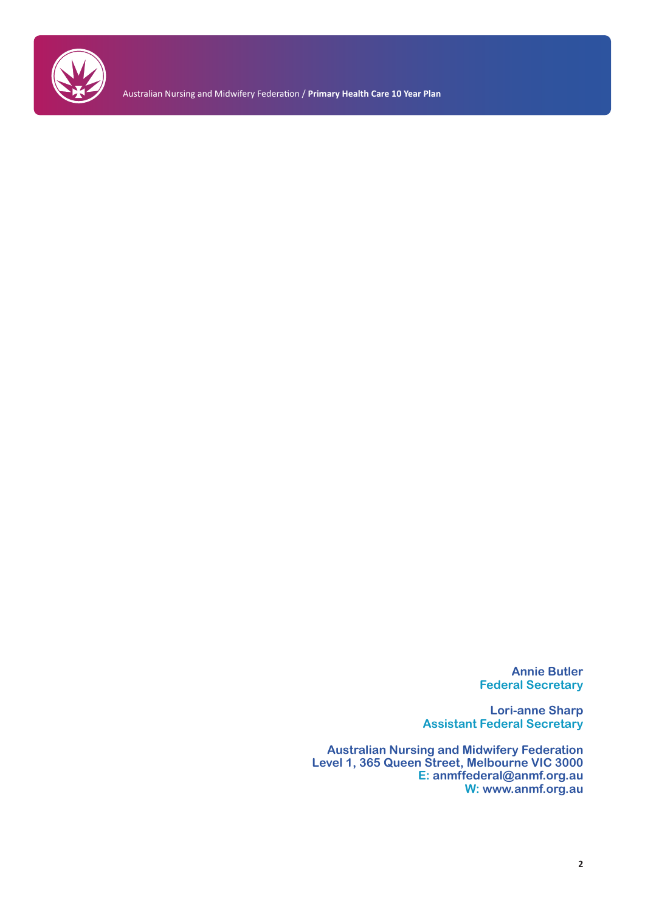**Annie Butler**
**Federal Secretary**

**Lori-anne Sharp**
**Assistant Federal Secretary**

**Australian Nursing and Midwifery Federation**
**Level 1, 365 Queen Street, Melbourne VIC 3000**
**E: anmffederal@anmf.org.au**
**W: www.anmf.org.au**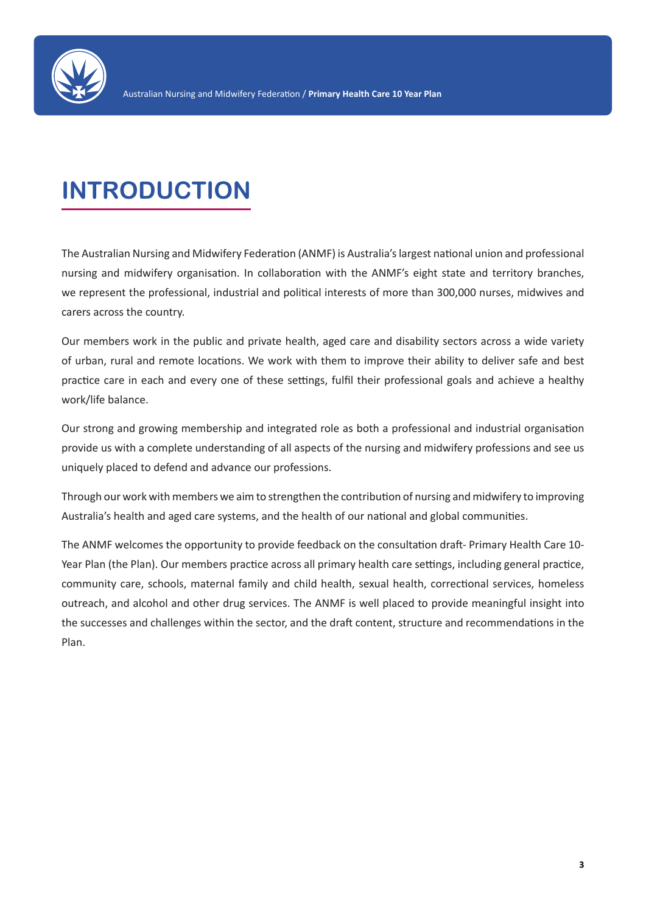# INTRODUCTION

The Australian Nursing and Midwifery Federation (ANMF) is Australia's largest national union and professional nursing and midwifery organisation. In collaboration with the ANMF's eight state and territory branches, we represent the professional, industrial and political interests of more than 300,000 nurses, midwives and carers across the country.

Our members work in the public and private health, aged care and disability sectors across a wide variety of urban, rural and remote locations. We work with them to improve their ability to deliver safe and best practice care in each and every one of these settings, fulfil their professional goals and achieve a healthy work/life balance.

Our strong and growing membership and integrated role as both a professional and industrial organisation provide us with a complete understanding of all aspects of the nursing and midwifery professions and see us uniquely placed to defend and advance our professions.

Through our work with members we aim to strengthen the contribution of nursing and midwifery to improving Australia's health and aged care systems, and the health of our national and global communities.

The ANMF welcomes the opportunity to provide feedback on the consultation draft- Primary Health Care 10-Year Plan (the Plan). Our members practice across all primary health care settings, including general practice, community care, schools, maternal family and child health, sexual health, correctional services, homeless outreach, and alcohol and other drug services. The ANMF is well placed to provide meaningful insight into the successes and challenges within the sector, and the draft content, structure and recommendations in the Plan.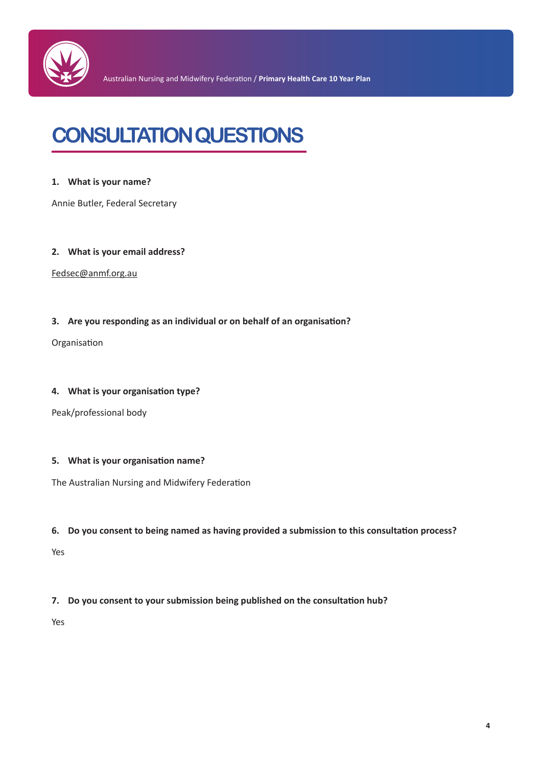# CONSULTATION QUESTIONS

**1. What is your name?**

Annie Butler, Federal Secretary

**2. What is your email address?**

Fedsec@anmf.org.au

**3. Are you responding as an individual or on behalf of an organisation?**

Organisation

**4. What is your organisation type?**

Peak/professional body

**5. What is your organisation name?**

The Australian Nursing and Midwifery Federation

**6. Do you consent to being named as having provided a submission to this consultation process?**

Yes

**7. Do you consent to your submission being published on the consultation hub?**

Yes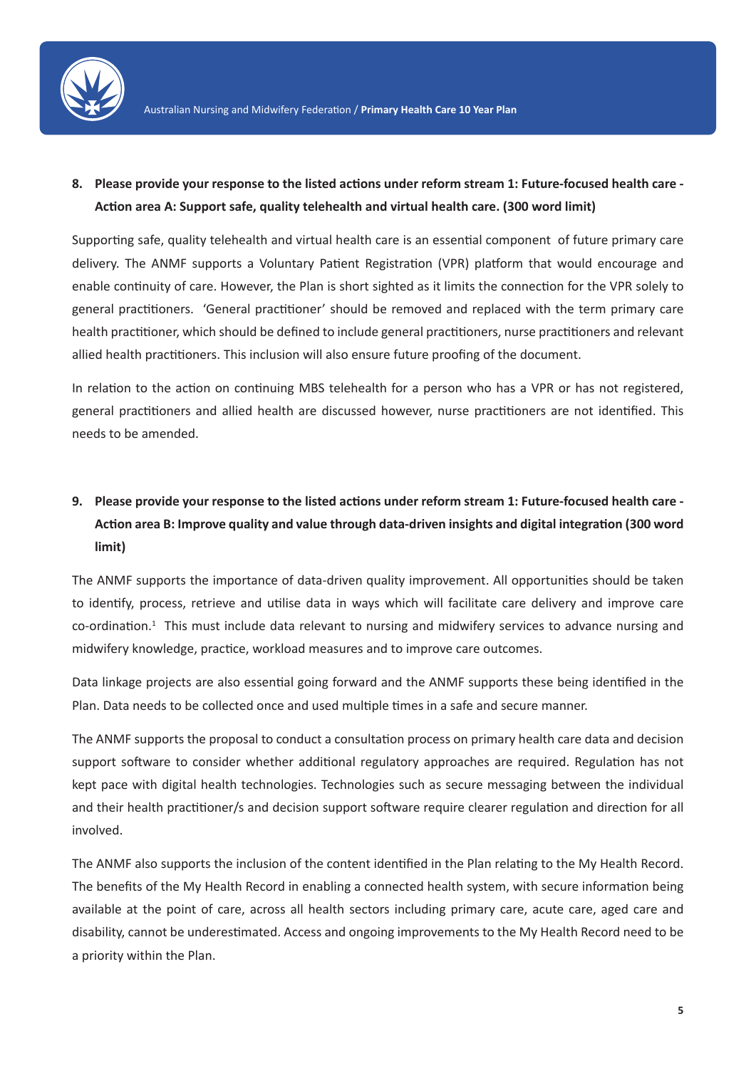**8. Please provide your response to the listed actions under reform stream 1: Future-focused health care - Action area A: Support safe, quality telehealth and virtual health care. (300 word limit)**

Supporting safe, quality telehealth and virtual health care is an essential component of future primary care delivery. The ANMF supports a Voluntary Patient Registration (VPR) platform that would encourage and enable continuity of care. However, the Plan is short sighted as it limits the connection for the VPR solely to general practitioners. 'General practitioner' should be removed and replaced with the term primary care health practitioner, which should be defined to include general practitioners, nurse practitioners and relevant allied health practitioners. This inclusion will also ensure future proofing of the document.

In relation to the action on continuing MBS telehealth for a person who has a VPR or has not registered, general practitioners and allied health are discussed however, nurse practitioners are not identified. This needs to be amended.

**9. Please provide your response to the listed actions under reform stream 1: Future-focused health care - Action area B: Improve quality and value through data-driven insights and digital integration (300 word limit)**

The ANMF supports the importance of data-driven quality improvement. All opportunities should be taken to identify, process, retrieve and utilise data in ways which will facilitate care delivery and improve care co-ordination.[1] This must include data relevant to nursing and midwifery services to advance nursing and midwifery knowledge, practice, workload measures and to improve care outcomes.

Data linkage projects are also essential going forward and the ANMF supports these being identified in the Plan. Data needs to be collected once and used multiple times in a safe and secure manner.

The ANMF supports the proposal to conduct a consultation process on primary health care data and decision support software to consider whether additional regulatory approaches are required. Regulation has not kept pace with digital health technologies. Technologies such as secure messaging between the individual and their health practitioner/s and decision support software require clearer regulation and direction for all involved.

The ANMF also supports the inclusion of the content identified in the Plan relating to the My Health Record. The benefits of the My Health Record in enabling a connected health system, with secure information being available at the point of care, across all health sectors including primary care, acute care, aged care and disability, cannot be underestimated. Access and ongoing improvements to the My Health Record need to be a priority within the Plan.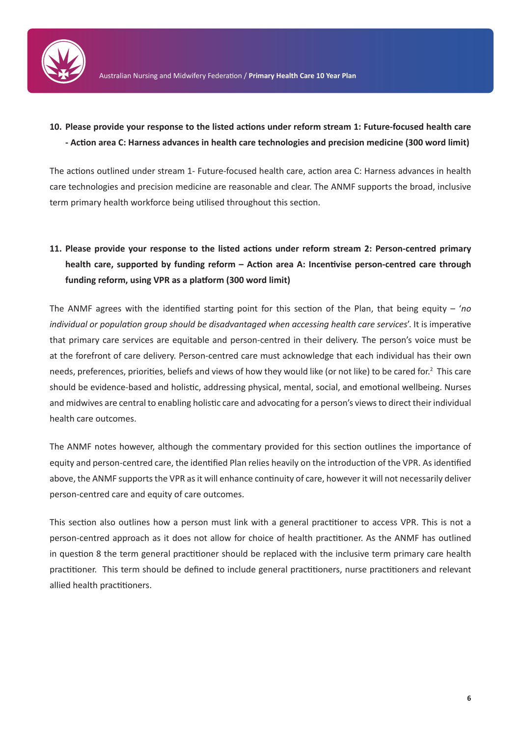**10. Please provide your response to the listed actions under reform stream 1: Future-focused health care - Action area C: Harness advances in health care technologies and precision medicine (300 word limit)**

The actions outlined under stream 1- Future-focused health care, action area C: Harness advances in health care technologies and precision medicine are reasonable and clear. The ANMF supports the broad, inclusive term primary health workforce being utilised throughout this section.

**11. Please provide your response to the listed actions under reform stream 2: Person-centred primary health care, supported by funding reform – Action area A: Incentivise person-centred care through funding reform, using VPR as a platform (300 word limit)**

The ANMF agrees with the identified starting point for this section of the Plan, that being equity – '*no individual or population group should be disadvantaged when accessing health care services*'. It is imperative that primary care services are equitable and person-centred in their delivery. The person's voice must be at the forefront of care delivery. Person-centred care must acknowledge that each individual has their own needs, preferences, priorities, beliefs and views of how they would like (or not like) to be cared for.[2] This care should be evidence-based and holistic, addressing physical, mental, social, and emotional wellbeing. Nurses and midwives are central to enabling holistic care and advocating for a person's views to direct their individual health care outcomes.

The ANMF notes however, although the commentary provided for this section outlines the importance of equity and person-centred care, the identified Plan relies heavily on the introduction of the VPR. As identified above, the ANMF supports the VPR as it will enhance continuity of care, however it will not necessarily deliver person-centred care and equity of care outcomes.

This section also outlines how a person must link with a general practitioner to access VPR. This is not a person-centred approach as it does not allow for choice of health practitioner. As the ANMF has outlined in question 8 the term general practitioner should be replaced with the inclusive term primary care health practitioner. This term should be defined to include general practitioners, nurse practitioners and relevant allied health practitioners.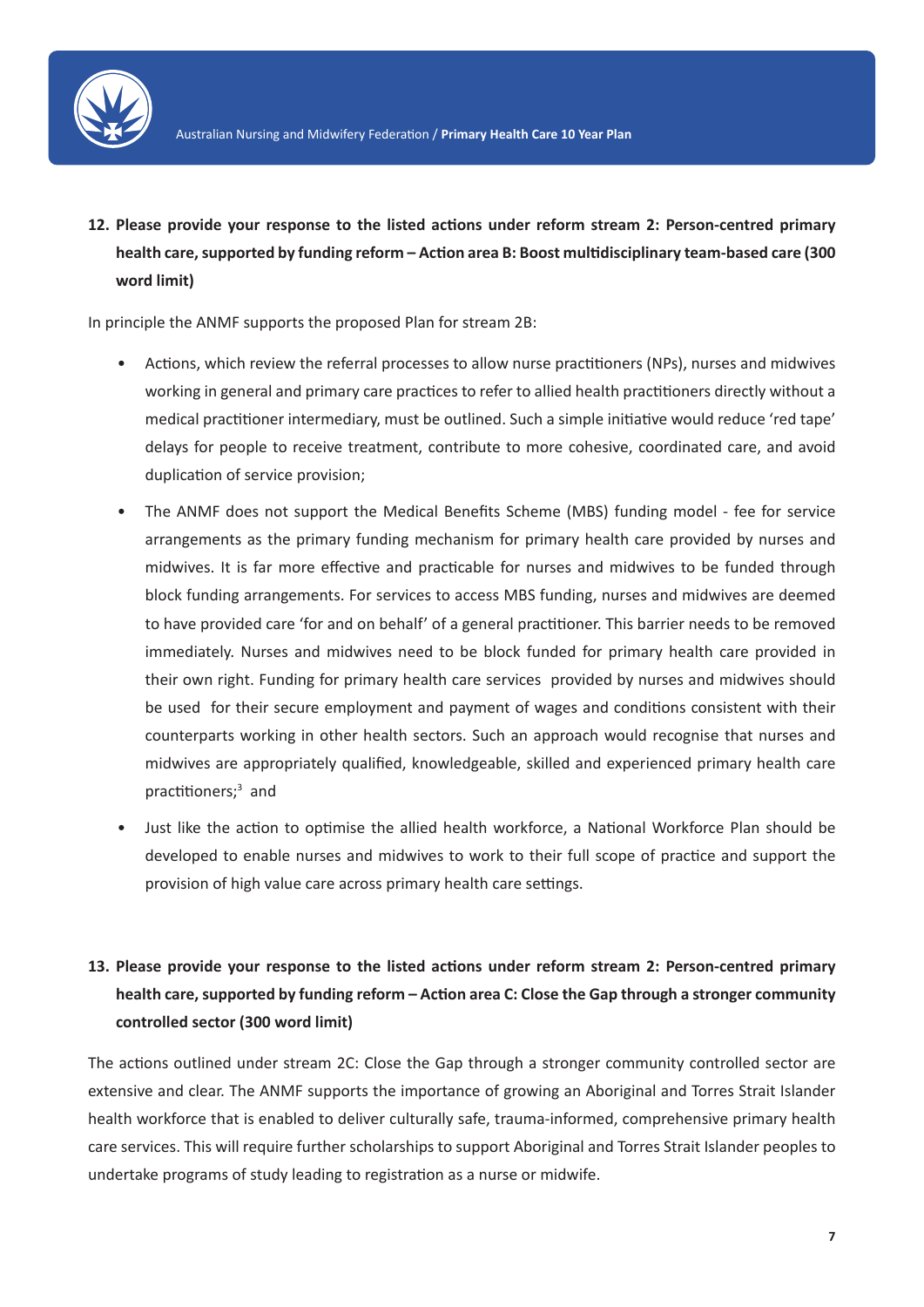**12. Please provide your response to the listed actions under reform stream 2: Person-centred primary health care, supported by funding reform – Action area B: Boost multidisciplinary team-based care (300 word limit)**

In principle the ANMF supports the proposed Plan for stream 2B:

- Actions, which review the referral processes to allow nurse practitioners (NPs), nurses and midwives working in general and primary care practices to refer to allied health practitioners directly without a medical practitioner intermediary, must be outlined. Such a simple initiative would reduce 'red tape' delays for people to receive treatment, contribute to more cohesive, coordinated care, and avoid duplication of service provision;
- The ANMF does not support the Medical Benefits Scheme (MBS) funding model - fee for service arrangements as the primary funding mechanism for primary health care provided by nurses and midwives. It is far more effective and practicable for nurses and midwives to be funded through block funding arrangements. For services to access MBS funding, nurses and midwives are deemed to have provided care 'for and on behalf' of a general practitioner. This barrier needs to be removed immediately. Nurses and midwives need to be block funded for primary health care provided in their own right. Funding for primary health care services provided by nurses and midwives should be used for their secure employment and payment of wages and conditions consistent with their counterparts working in other health sectors. Such an approach would recognise that nurses and midwives are appropriately qualified, knowledgeable, skilled and experienced primary health care practitioners;[3] and
- Just like the action to optimise the allied health workforce, a National Workforce Plan should be developed to enable nurses and midwives to work to their full scope of practice and support the provision of high value care across primary health care settings.

**13. Please provide your response to the listed actions under reform stream 2: Person-centred primary health care, supported by funding reform – Action area C: Close the Gap through a stronger community controlled sector (300 word limit)**

The actions outlined under stream 2C: Close the Gap through a stronger community controlled sector are extensive and clear. The ANMF supports the importance of growing an Aboriginal and Torres Strait Islander health workforce that is enabled to deliver culturally safe, trauma-informed, comprehensive primary health care services. This will require further scholarships to support Aboriginal and Torres Strait Islander peoples to undertake programs of study leading to registration as a nurse or midwife.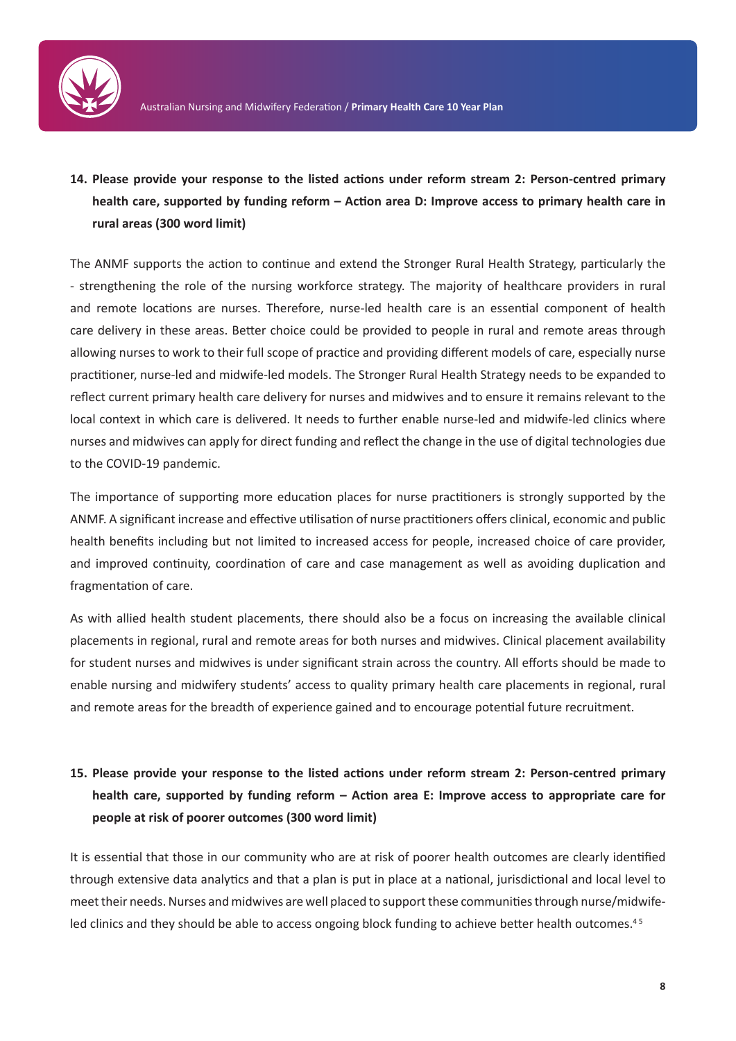**14. Please provide your response to the listed actions under reform stream 2: Person-centred primary health care, supported by funding reform – Action area D: Improve access to primary health care in rural areas (300 word limit)**

The ANMF supports the action to continue and extend the Stronger Rural Health Strategy, particularly the - strengthening the role of the nursing workforce strategy. The majority of healthcare providers in rural and remote locations are nurses. Therefore, nurse-led health care is an essential component of health care delivery in these areas. Better choice could be provided to people in rural and remote areas through allowing nurses to work to their full scope of practice and providing different models of care, especially nurse practitioner, nurse-led and midwife-led models. The Stronger Rural Health Strategy needs to be expanded to reflect current primary health care delivery for nurses and midwives and to ensure it remains relevant to the local context in which care is delivered. It needs to further enable nurse-led and midwife-led clinics where nurses and midwives can apply for direct funding and reflect the change in the use of digital technologies due to the COVID-19 pandemic.

The importance of supporting more education places for nurse practitioners is strongly supported by the ANMF. A significant increase and effective utilisation of nurse practitioners offers clinical, economic and public health benefits including but not limited to increased access for people, increased choice of care provider, and improved continuity, coordination of care and case management as well as avoiding duplication and fragmentation of care.

As with allied health student placements, there should also be a focus on increasing the available clinical placements in regional, rural and remote areas for both nurses and midwives. Clinical placement availability for student nurses and midwives is under significant strain across the country. All efforts should be made to enable nursing and midwifery students' access to quality primary health care placements in regional, rural and remote areas for the breadth of experience gained and to encourage potential future recruitment.

**15. Please provide your response to the listed actions under reform stream 2: Person-centred primary health care, supported by funding reform – Action area E: Improve access to appropriate care for people at risk of poorer outcomes (300 word limit)**

It is essential that those in our community who are at risk of poorer health outcomes are clearly identified through extensive data analytics and that a plan is put in place at a national, jurisdictional and local level to meet their needs. Nurses and midwives are well placed to support these communities through nurse/midwife-led clinics and they should be able to access ongoing block funding to achieve better health outcomes.[4 5]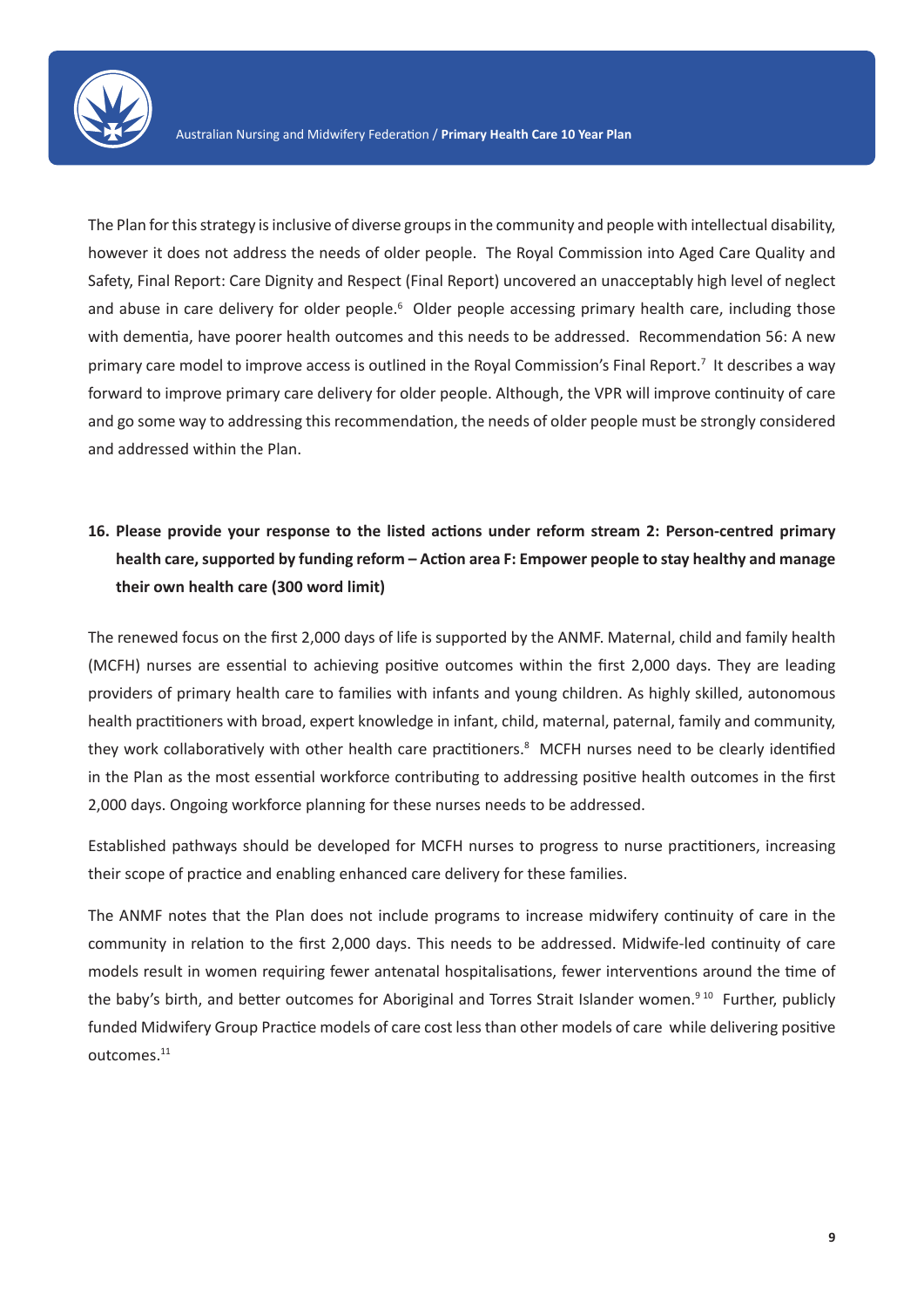The Plan for this strategy is inclusive of diverse groups in the community and people with intellectual disability, however it does not address the needs of older people. The Royal Commission into Aged Care Quality and Safety, Final Report: Care Dignity and Respect (Final Report) uncovered an unacceptably high level of neglect and abuse in care delivery for older people.[6] Older people accessing primary health care, including those with dementia, have poorer health outcomes and this needs to be addressed. Recommendation 56: A new primary care model to improve access is outlined in the Royal Commission's Final Report.[7] It describes a way forward to improve primary care delivery for older people. Although, the VPR will improve continuity of care and go some way to addressing this recommendation, the needs of older people must be strongly considered and addressed within the Plan.

**16. Please provide your response to the listed actions under reform stream 2: Person-centred primary health care, supported by funding reform – Action area F: Empower people to stay healthy and manage their own health care (300 word limit)**

The renewed focus on the first 2,000 days of life is supported by the ANMF. Maternal, child and family health (MCFH) nurses are essential to achieving positive outcomes within the first 2,000 days. They are leading providers of primary health care to families with infants and young children. As highly skilled, autonomous health practitioners with broad, expert knowledge in infant, child, maternal, paternal, family and community, they work collaboratively with other health care practitioners.[8] MCFH nurses need to be clearly identified in the Plan as the most essential workforce contributing to addressing positive health outcomes in the first 2,000 days. Ongoing workforce planning for these nurses needs to be addressed.

Established pathways should be developed for MCFH nurses to progress to nurse practitioners, increasing their scope of practice and enabling enhanced care delivery for these families.

The ANMF notes that the Plan does not include programs to increase midwifery continuity of care in the community in relation to the first 2,000 days. This needs to be addressed. Midwife-led continuity of care models result in women requiring fewer antenatal hospitalisations, fewer interventions around the time of the baby's birth, and better outcomes for Aboriginal and Torres Strait Islander women.[9,10] Further, publicly funded Midwifery Group Practice models of care cost less than other models of care while delivering positive outcomes.[11]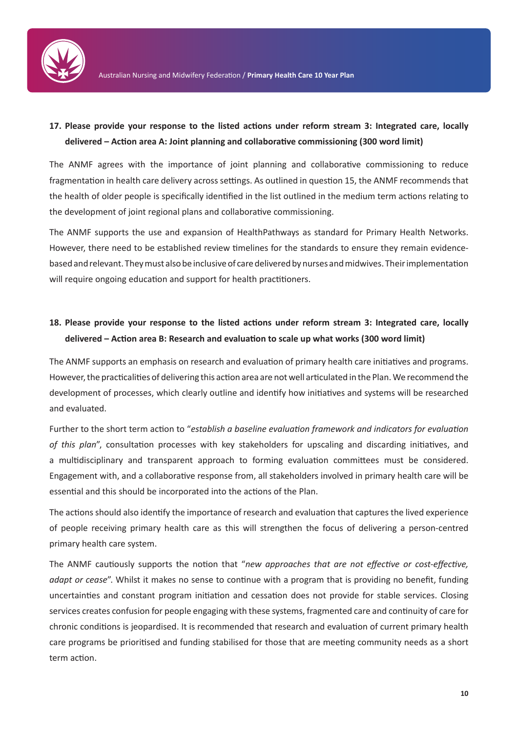**17. Please provide your response to the listed actions under reform stream 3: Integrated care, locally delivered – Action area A: Joint planning and collaborative commissioning (300 word limit)**

The ANMF agrees with the importance of joint planning and collaborative commissioning to reduce fragmentation in health care delivery across settings. As outlined in question 15, the ANMF recommends that the health of older people is specifically identified in the list outlined in the medium term actions relating to the development of joint regional plans and collaborative commissioning.

The ANMF supports the use and expansion of HealthPathways as standard for Primary Health Networks. However, there need to be established review timelines for the standards to ensure they remain evidence-based and relevant. They must also be inclusive of care delivered by nurses and midwives. Their implementation will require ongoing education and support for health practitioners.

**18. Please provide your response to the listed actions under reform stream 3: Integrated care, locally delivered – Action area B: Research and evaluation to scale up what works (300 word limit)**

The ANMF supports an emphasis on research and evaluation of primary health care initiatives and programs. However, the practicalities of delivering this action area are not well articulated in the Plan. We recommend the development of processes, which clearly outline and identify how initiatives and systems will be researched and evaluated.

Further to the short term action to "*establish a baseline evaluation framework and indicators for evaluation of this plan*", consultation processes with key stakeholders for upscaling and discarding initiatives, and a multidisciplinary and transparent approach to forming evaluation committees must be considered. Engagement with, and a collaborative response from, all stakeholders involved in primary health care will be essential and this should be incorporated into the actions of the Plan.

The actions should also identify the importance of research and evaluation that captures the lived experience of people receiving primary health care as this will strengthen the focus of delivering a person-centred primary health care system.

The ANMF cautiously supports the notion that "*new approaches that are not effective or cost-effective, adapt or cease*". Whilst it makes no sense to continue with a program that is providing no benefit, funding uncertainties and constant program initiation and cessation does not provide for stable services. Closing services creates confusion for people engaging with these systems, fragmented care and continuity of care for chronic conditions is jeopardised. It is recommended that research and evaluation of current primary health care programs be prioritised and funding stabilised for those that are meeting community needs as a short term action.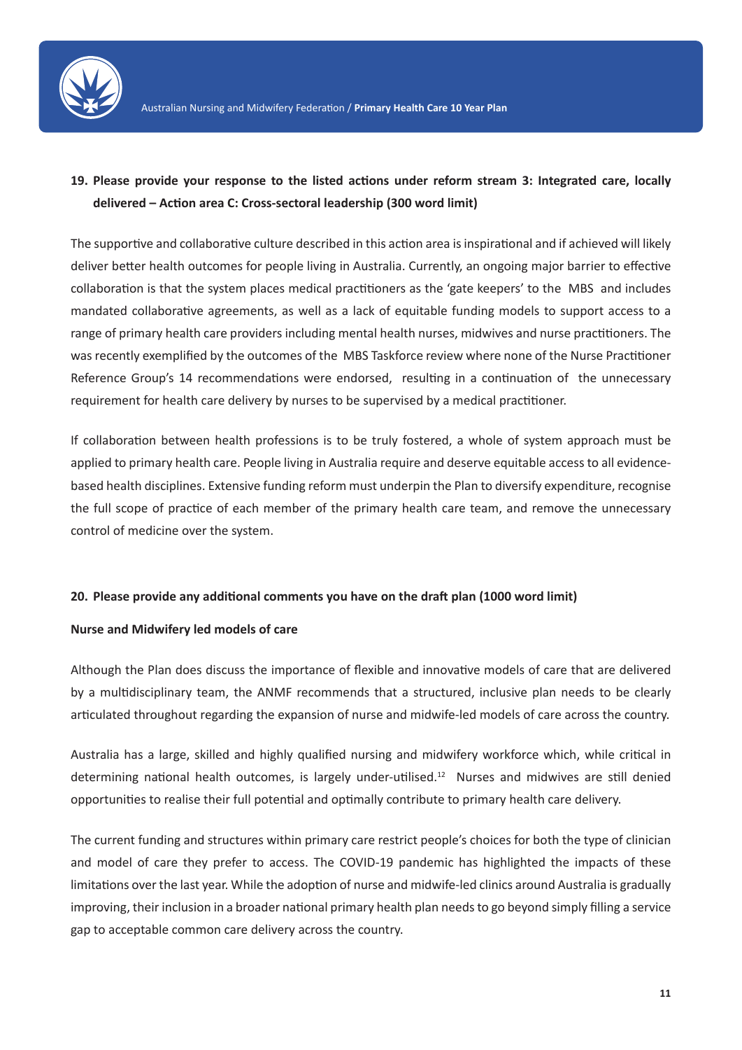**19. Please provide your response to the listed actions under reform stream 3: Integrated care, locally delivered – Action area C: Cross-sectoral leadership (300 word limit)**

The supportive and collaborative culture described in this action area is inspirational and if achieved will likely deliver better health outcomes for people living in Australia. Currently, an ongoing major barrier to effective collaboration is that the system places medical practitioners as the 'gate keepers' to the MBS and includes mandated collaborative agreements, as well as a lack of equitable funding models to support access to a range of primary health care providers including mental health nurses, midwives and nurse practitioners. The was recently exemplified by the outcomes of the MBS Taskforce review where none of the Nurse Practitioner Reference Group's 14 recommendations were endorsed, resulting in a continuation of the unnecessary requirement for health care delivery by nurses to be supervised by a medical practitioner.

If collaboration between health professions is to be truly fostered, a whole of system approach must be applied to primary health care. People living in Australia require and deserve equitable access to all evidence-based health disciplines. Extensive funding reform must underpin the Plan to diversify expenditure, recognise the full scope of practice of each member of the primary health care team, and remove the unnecessary control of medicine over the system.

**20. Please provide any additional comments you have on the draft plan (1000 word limit)**

**Nurse and Midwifery led models of care**

Although the Plan does discuss the importance of flexible and innovative models of care that are delivered by a multidisciplinary team, the ANMF recommends that a structured, inclusive plan needs to be clearly articulated throughout regarding the expansion of nurse and midwife-led models of care across the country.

Australia has a large, skilled and highly qualified nursing and midwifery workforce which, while critical in determining national health outcomes, is largely under-utilised.[12] Nurses and midwives are still denied opportunities to realise their full potential and optimally contribute to primary health care delivery.

The current funding and structures within primary care restrict people's choices for both the type of clinician and model of care they prefer to access. The COVID-19 pandemic has highlighted the impacts of these limitations over the last year. While the adoption of nurse and midwife-led clinics around Australia is gradually improving, their inclusion in a broader national primary health plan needs to go beyond simply filling a service gap to acceptable common care delivery across the country.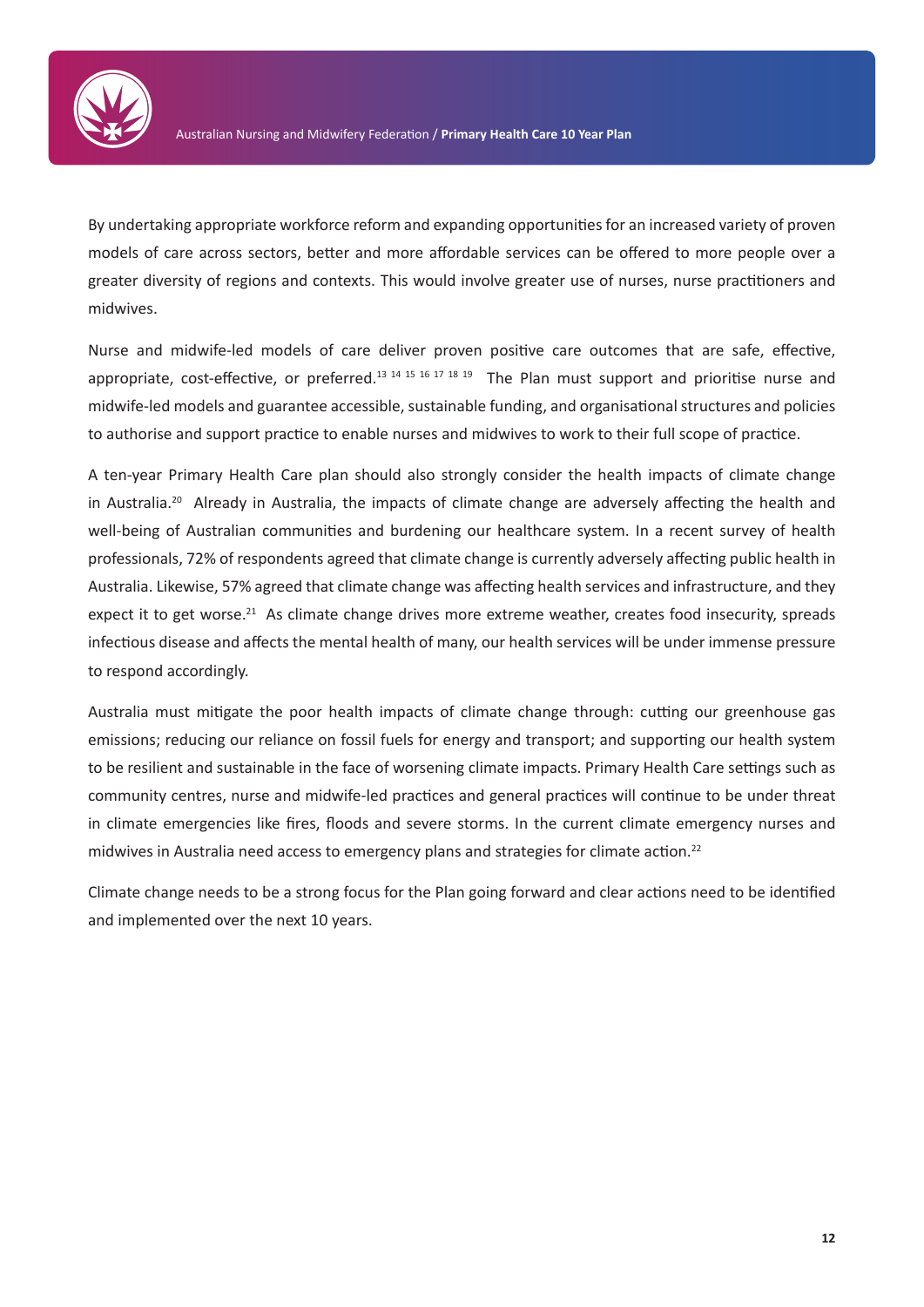By undertaking appropriate workforce reform and expanding opportunities for an increased variety of proven models of care across sectors, better and more affordable services can be offered to more people over a greater diversity of regions and contexts. This would involve greater use of nurses, nurse practitioners and midwives.

Nurse and midwife-led models of care deliver proven positive care outcomes that are safe, effective, appropriate, cost-effective, or preferred.[13] [14] [15] [16] [17] [18] [19] The Plan must support and prioritise nurse and midwife-led models and guarantee accessible, sustainable funding, and organisational structures and policies to authorise and support practice to enable nurses and midwives to work to their full scope of practice.

A ten-year Primary Health Care plan should also strongly consider the health impacts of climate change in Australia.[20] Already in Australia, the impacts of climate change are adversely affecting the health and well-being of Australian communities and burdening our healthcare system. In a recent survey of health professionals, 72% of respondents agreed that climate change is currently adversely affecting public health in Australia. Likewise, 57% agreed that climate change was affecting health services and infrastructure, and they expect it to get worse.[21] As climate change drives more extreme weather, creates food insecurity, spreads infectious disease and affects the mental health of many, our health services will be under immense pressure to respond accordingly.

Australia must mitigate the poor health impacts of climate change through: cutting our greenhouse gas emissions; reducing our reliance on fossil fuels for energy and transport; and supporting our health system to be resilient and sustainable in the face of worsening climate impacts. Primary Health Care settings such as community centres, nurse and midwife-led practices and general practices will continue to be under threat in climate emergencies like fires, floods and severe storms. In the current climate emergency nurses and midwives in Australia need access to emergency plans and strategies for climate action.[22]

Climate change needs to be a strong focus for the Plan going forward and clear actions need to be identified and implemented over the next 10 years.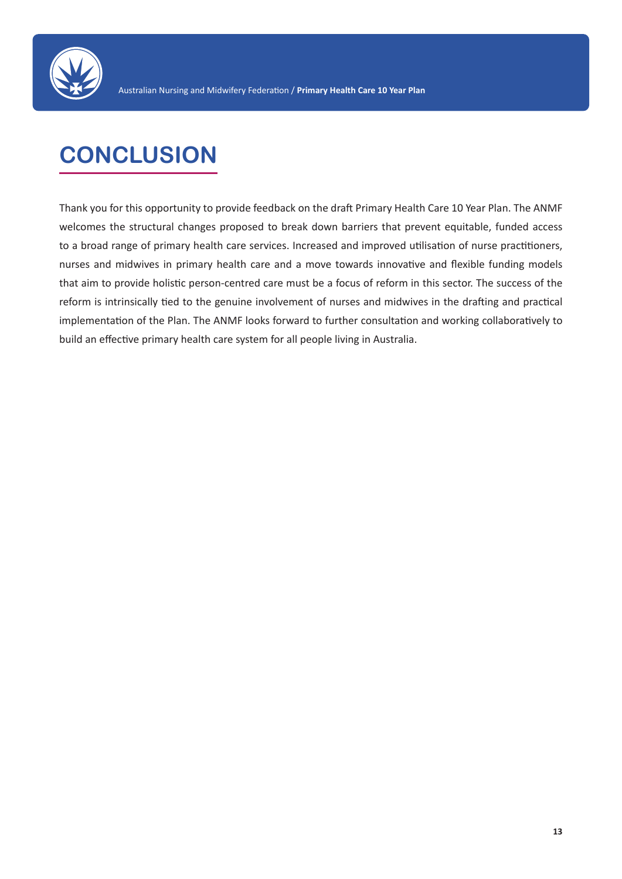# CONCLUSION

Thank you for this opportunity to provide feedback on the draft Primary Health Care 10 Year Plan. The ANMF welcomes the structural changes proposed to break down barriers that prevent equitable, funded access to a broad range of primary health care services. Increased and improved utilisation of nurse practitioners, nurses and midwives in primary health care and a move towards innovative and flexible funding models that aim to provide holistic person-centred care must be a focus of reform in this sector. The success of the reform is intrinsically tied to the genuine involvement of nurses and midwives in the drafting and practical implementation of the Plan. The ANMF looks forward to further consultation and working collaboratively to build an effective primary health care system for all people living in Australia.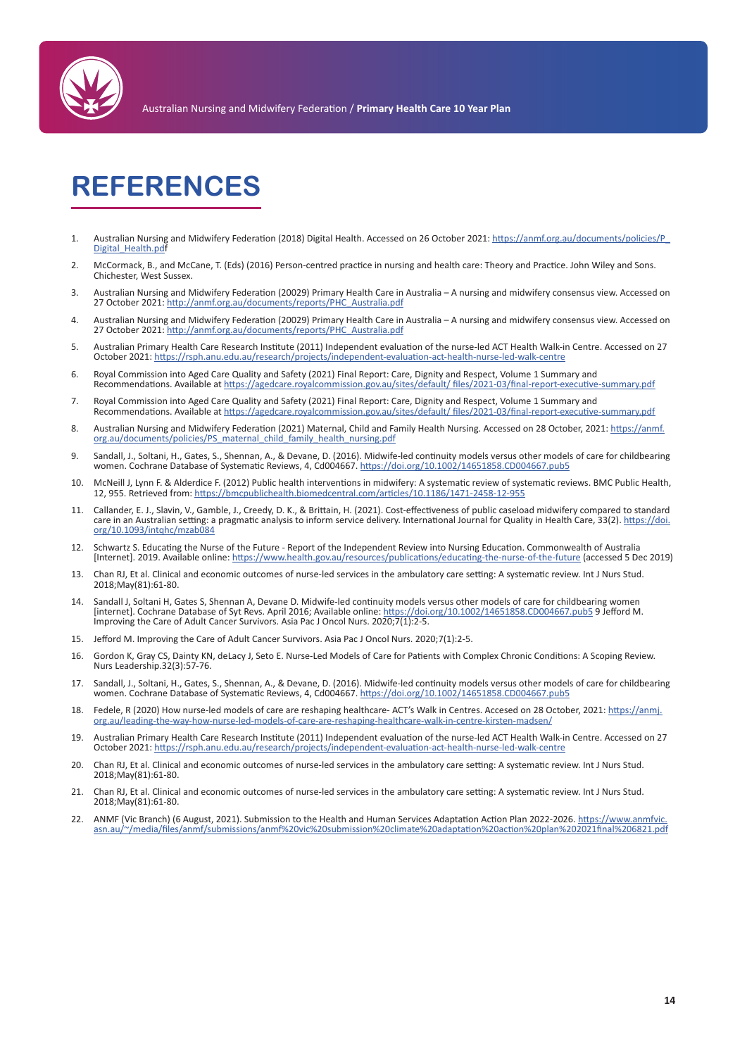# REFERENCES

1. Australian Nursing and Midwifery Federation (2018) Digital Health. Accessed on 26 October 2021: https://anmf.org.au/documents/policies/P_Digital_Health.pdf
2. McCormack, B., and McCane, T. (Eds) (2016) Person-centred practice in nursing and health care: Theory and Practice. John Wiley and Sons. Chichester, West Sussex.
3. Australian Nursing and Midwifery Federation (20029) Primary Health Care in Australia – A nursing and midwifery consensus view. Accessed on 27 October 2021: http://anmf.org.au/documents/reports/PHC_Australia.pdf
4. Australian Nursing and Midwifery Federation (20029) Primary Health Care in Australia – A nursing and midwifery consensus view. Accessed on 27 October 2021: http://anmf.org.au/documents/reports/PHC_Australia.pdf
5. Australian Primary Health Care Research Institute (2011) Independent evaluation of the nurse-led ACT Health Walk-in Centre. Accessed on 27 October 2021: https://rsph.anu.edu.au/research/projects/independent-evaluation-act-health-nurse-led-walk-centre
6. Royal Commission into Aged Care Quality and Safety (2021) Final Report: Care, Dignity and Respect, Volume 1 Summary and Recommendations. Available at https://agedcare.royalcommission.gov.au/sites/default/ files/2021-03/final-report-executive-summary.pdf
7. Royal Commission into Aged Care Quality and Safety (2021) Final Report: Care, Dignity and Respect, Volume 1 Summary and Recommendations. Available at https://agedcare.royalcommission.gov.au/sites/default/ files/2021-03/final-report-executive-summary.pdf
8. Australian Nursing and Midwifery Federation (2021) Maternal, Child and Family Health Nursing. Accessed on 28 October, 2021: https://anmf.org.au/documents/policies/PS_maternal_child_family_health_nursing.pdf
9. Sandall, J., Soltani, H., Gates, S., Shennan, A., & Devane, D. (2016). Midwife-led continuity models versus other models of care for childbearing women. Cochrane Database of Systematic Reviews, 4, Cd004667. https://doi.org/10.1002/14651858.CD004667.pub5
10. McNeill J, Lynn F. & Alderdice F. (2012) Public health interventions in midwifery: A systematic review of systematic reviews. BMC Public Health, 12, 955. Retrieved from: https://bmcpublichealth.biomedcentral.com/articles/10.1186/1471-2458-12-955
11. Callander, E. J., Slavin, V., Gamble, J., Creedy, D. K., & Brittain, H. (2021). Cost-effectiveness of public caseload midwifery compared to standard care in an Australian setting: a pragmatic analysis to inform service delivery. International Journal for Quality in Health Care, 33(2). https://doi.org/10.1093/intqhc/mzab084
12. Schwartz S. Educating the Nurse of the Future - Report of the Independent Review into Nursing Education. Commonwealth of Australia [Internet]. 2019. Available online: https://www.health.gov.au/resources/publications/educating-the-nurse-of-the-future (accessed 5 Dec 2019)
13. Chan RJ, Et al. Clinical and economic outcomes of nurse-led services in the ambulatory care setting: A systematic review. Int J Nurs Stud. 2018;May(81):61-80.
14. Sandall J, Soltani H, Gates S, Shennan A, Devane D. Midwife-led continuity models versus other models of care for childbearing women [internet]. Cochrane Database of Syt Revs. April 2016; Available online: https://doi.org/10.1002/14651858.CD004667.pub5 9 Jefford M. Improving the Care of Adult Cancer Survivors. Asia Pac J Oncol Nurs. 2020;7(1):2-5.
15. Jefford M. Improving the Care of Adult Cancer Survivors. Asia Pac J Oncol Nurs. 2020;7(1):2-5.
16. Gordon K, Gray CS, Dainty KN, deLacy J, Seto E. Nurse-Led Models of Care for Patients with Complex Chronic Conditions: A Scoping Review. Nurs Leadership.32(3):57-76.
17. Sandall, J., Soltani, H., Gates, S., Shennan, A., & Devane, D. (2016). Midwife-led continuity models versus other models of care for childbearing women. Cochrane Database of Systematic Reviews, 4, Cd004667. https://doi.org/10.1002/14651858.CD004667.pub5
18. Fedele, R (2020) How nurse-led models of care are reshaping healthcare- ACT's Walk in Centres. Accesed on 28 October, 2021: https://anmj.org.au/leading-the-way-how-nurse-led-models-of-care-are-reshaping-healthcare-walk-in-centre-kirsten-madsen/
19. Australian Primary Health Care Research Institute (2011) Independent evaluation of the nurse-led ACT Health Walk-in Centre. Accessed on 27 October 2021: https://rsph.anu.edu.au/research/projects/independent-evaluation-act-health-nurse-led-walk-centre
20. Chan RJ, Et al. Clinical and economic outcomes of nurse-led services in the ambulatory care setting: A systematic review. Int J Nurs Stud. 2018;May(81):61-80.
21. Chan RJ, Et al. Clinical and economic outcomes of nurse-led services in the ambulatory care setting: A systematic review. Int J Nurs Stud. 2018;May(81):61-80.
22. ANMF (Vic Branch) (6 August, 2021). Submission to the Health and Human Services Adaptation Action Plan 2022-2026. https://www.anmfvic.asn.au/~/media/files/anmf/submissions/anmf%20vic%20submission%20climate%20adaptation%20action%20plan%202021final%206821.pdf